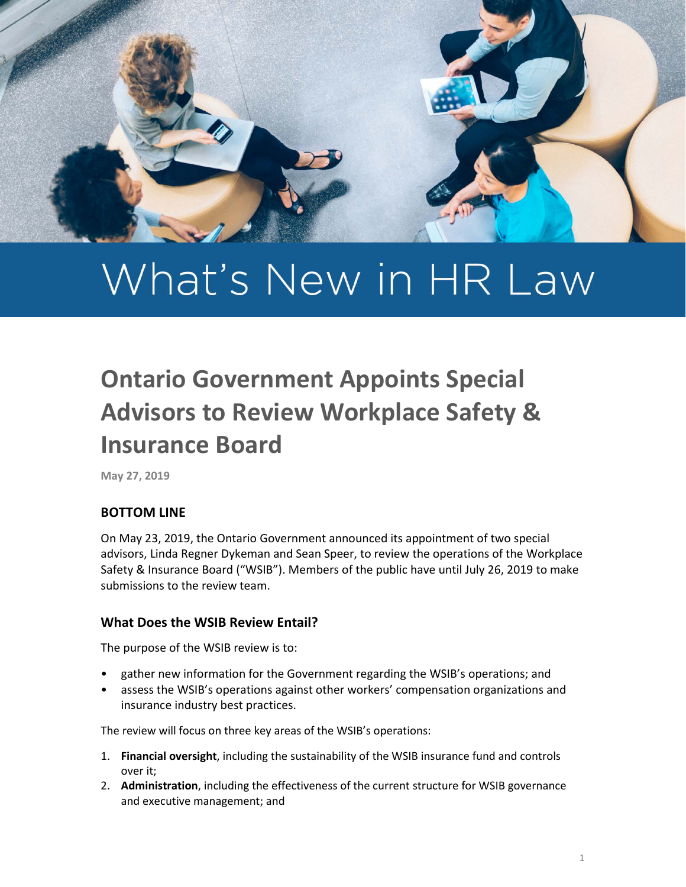# What's New in HR Law

## Ontario Government Appoints Special Advisors to Review Workplace Safety & Insurance Board

**May 27, 2019**

### BOTTOM LINE

On May 23, 2019, the Ontario Government announced its appointment of two special advisors, Linda Regner Dykeman and Sean Speer, to review the operations of the Workplace Safety & Insurance Board ("WSIB"). Members of the public have until July 26, 2019 to make submissions to the review team.

### What Does the WSIB Review Entail?

The purpose of the WSIB review is to:

- gather new information for the Government regarding the WSIB's operations; and
- assess the WSIB's operations against other workers' compensation organizations and insurance industry best practices.

The review will focus on three key areas of the WSIB's operations:

1. **Financial oversight**, including the sustainability of the WSIB insurance fund and controls over it;
2. **Administration**, including the effectiveness of the current structure for WSIB governance and executive management; and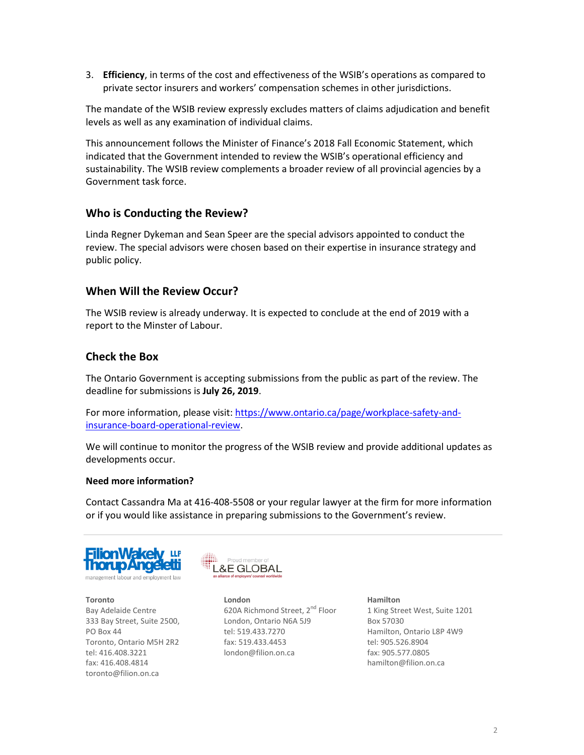3. **Efficiency**, in terms of the cost and effectiveness of the WSIB's operations as compared to private sector insurers and workers' compensation schemes in other jurisdictions.

The mandate of the WSIB review expressly excludes matters of claims adjudication and benefit levels as well as any examination of individual claims.

This announcement follows the Minister of Finance's 2018 Fall Economic Statement, which indicated that the Government intended to review the WSIB's operational efficiency and sustainability. The WSIB review complements a broader review of all provincial agencies by a Government task force.

## Who is Conducting the Review?

Linda Regner Dykeman and Sean Speer are the special advisors appointed to conduct the review. The special advisors were chosen based on their expertise in insurance strategy and public policy.

## When Will the Review Occur?

The WSIB review is already underway. It is expected to conclude at the end of 2019 with a report to the Minster of Labour.

## Check the Box

The Ontario Government is accepting submissions from the public as part of the review. The deadline for submissions is **July 26, 2019**.

For more information, please visit: [https://www.ontario.ca/page/workplace-safety-and-insurance-board-operational-review](https://www.ontario.ca/page/workplace-safety-and-insurance-board-operational-review).

We will continue to monitor the progress of the WSIB review and provide additional updates as developments occur.

**Need more information?**

Contact Cassandra Ma at 416-408-5508 or your regular lawyer at the firm for more information or if you would like assistance in preparing submissions to the Government's review.

---

Filion Wakely Thorup Angeletti LLP
management labour and employment law

Proud member of L&E GLOBAL
an alliance of employers' counsel worldwide

**Toronto**
Bay Adelaide Centre
333 Bay Street, Suite 2500,
PO Box 44
Toronto, Ontario M5H 2R2
tel: 416.408.3221
fax: 416.408.4814
toronto@filion.on.ca

**London**
620A Richmond Street, 2nd Floor
London, Ontario N6A 5J9
tel: 519.433.7270
fax: 519.433.4453
london@filion.on.ca

**Hamilton**
1 King Street West, Suite 1201
Box 57030
Hamilton, Ontario L8P 4W9
tel: 905.526.8904
fax: 905.577.0805
hamilton@filion.on.ca